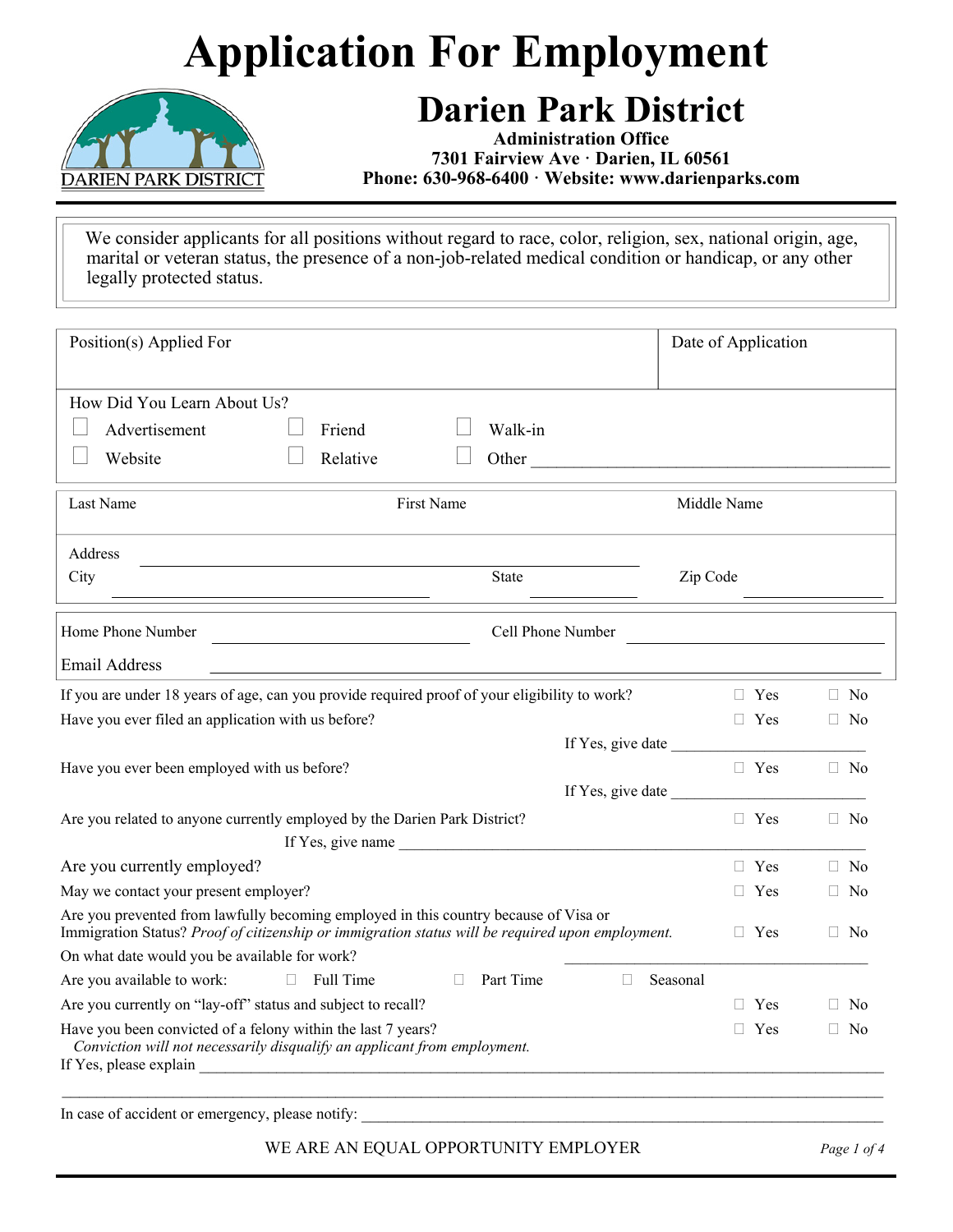# Application For Employment

## Darien Park District

**Administration Office**
**7301 Fairview Ave · Darien, IL 60561**
**Phone: 630-968-6400 · Website: www.darienparks.com**

---

We consider applicants for all positions without regard to race, color, religion, sex, national origin, age, marital or veteran status, the presence of a non-job-related medical condition or handicap, or any other legally protected status.

| Position(s) Applied For | Date of Application |
|---|---|
| | |

How Did You Learn About Us?

☐ Advertisement ☐ Friend ☐ Walk-in

☐ Website ☐ Relative ☐ Other ______________________________

| Last Name | First Name | Middle Name |
|---|---|---|
| | | |

Address ______________________________

City ______________________ State __________ Zip Code __________

Home Phone Number ____________________ Cell Phone Number ____________________

Email Address ______________________________

If you are under 18 years of age, can you provide required proof of your eligibility to work? ☐ Yes ☐ No

Have you ever filed an application with us before? ☐ Yes ☐ No

If Yes, give date ____________________

Have you ever been employed with us before? ☐ Yes ☐ No

If Yes, give date ____________________

Are you related to anyone currently employed by the Darien Park District? ☐ Yes ☐ No

If Yes, give name ______________________________

Are you currently employed? ☐ Yes ☐ No

May we contact your present employer? ☐ Yes ☐ No

Are you prevented from lawfully becoming employed in this country because of Visa or Immigration Status? *Proof of citizenship or immigration status will be required upon employment.* ☐ Yes ☐ No

On what date would you be available for work? ____________________

Are you available to work: ☐ Full Time ☐ Part Time ☐ Seasonal

Are you currently on "lay-off" status and subject to recall? ☐ Yes ☐ No

Have you been convicted of a felony within the last 7 years? ☐ Yes ☐ No

*Conviction will not necessarily disqualify an applicant from employment.*

If Yes, please explain ______________________________

______________________________

In case of accident or emergency, please notify: ______________________________

WE ARE AN EQUAL OPPORTUNITY EMPLOYER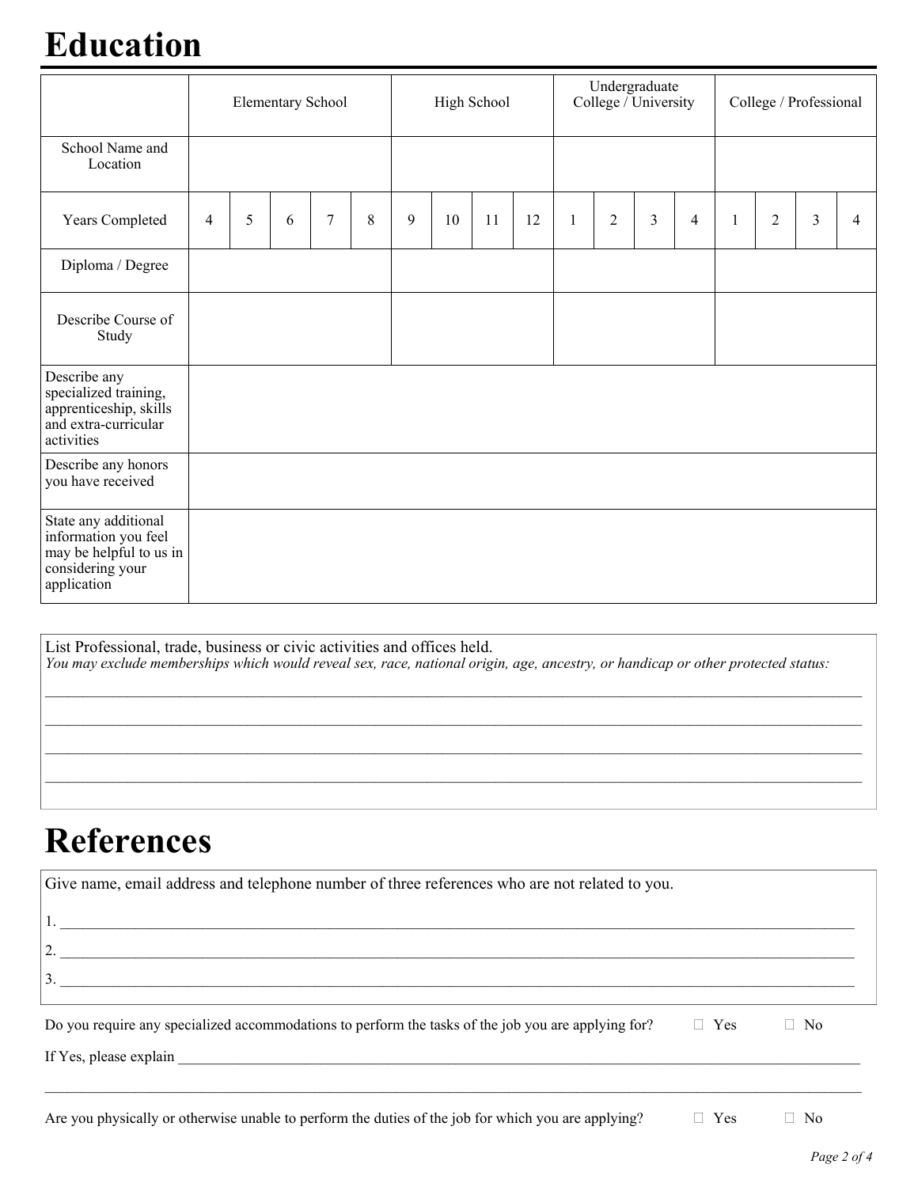# Education

| | Elementary School | | | | | High School | | | | Undergraduate College / University | | | | College / Professional | | | |
|---|---|---|---|---|---|---|---|---|---|---|---|---|---|---|---|---|---|
| School Name and Location | | | | | | | | | | | | | | | | | |
| Years Completed | 4 | 5 | 6 | 7 | 8 | 9 | 10 | 11 | 12 | 1 | 2 | 3 | 4 | 1 | 2 | 3 | 4 |
| Diploma / Degree | | | | | | | | | | | | | | | | | |
| Describe Course of Study | | | | | | | | | | | | | | | | | |
| Describe any specialized training, apprenticeship, skills and extra-curricular activities | | | | | | | | | | | | | | | | | |
| Describe any honors you have received | | | | | | | | | | | | | | | | | |
| State any additional information you feel may be helpful to us in considering your application | | | | | | | | | | | | | | | | | |

List Professional, trade, business or civic activities and offices held.
*You may exclude memberships which would reveal sex, race, national origin, age, ancestry, or handicap or other protected status:*

______________________________________________________________________________

______________________________________________________________________________

______________________________________________________________________________

______________________________________________________________________________

# References

Give name, email address and telephone number of three references who are not related to you.

1. ______________________________________________________________________________
2. ______________________________________________________________________________
3. ______________________________________________________________________________

Do you require any specialized accommodations to perform the tasks of the job you are applying for? ☐ Yes ☐ No

If Yes, please explain ______________________________________________________________________________

______________________________________________________________________________

Are you physically or otherwise unable to perform the duties of the job for which you are applying? ☐ Yes ☐ No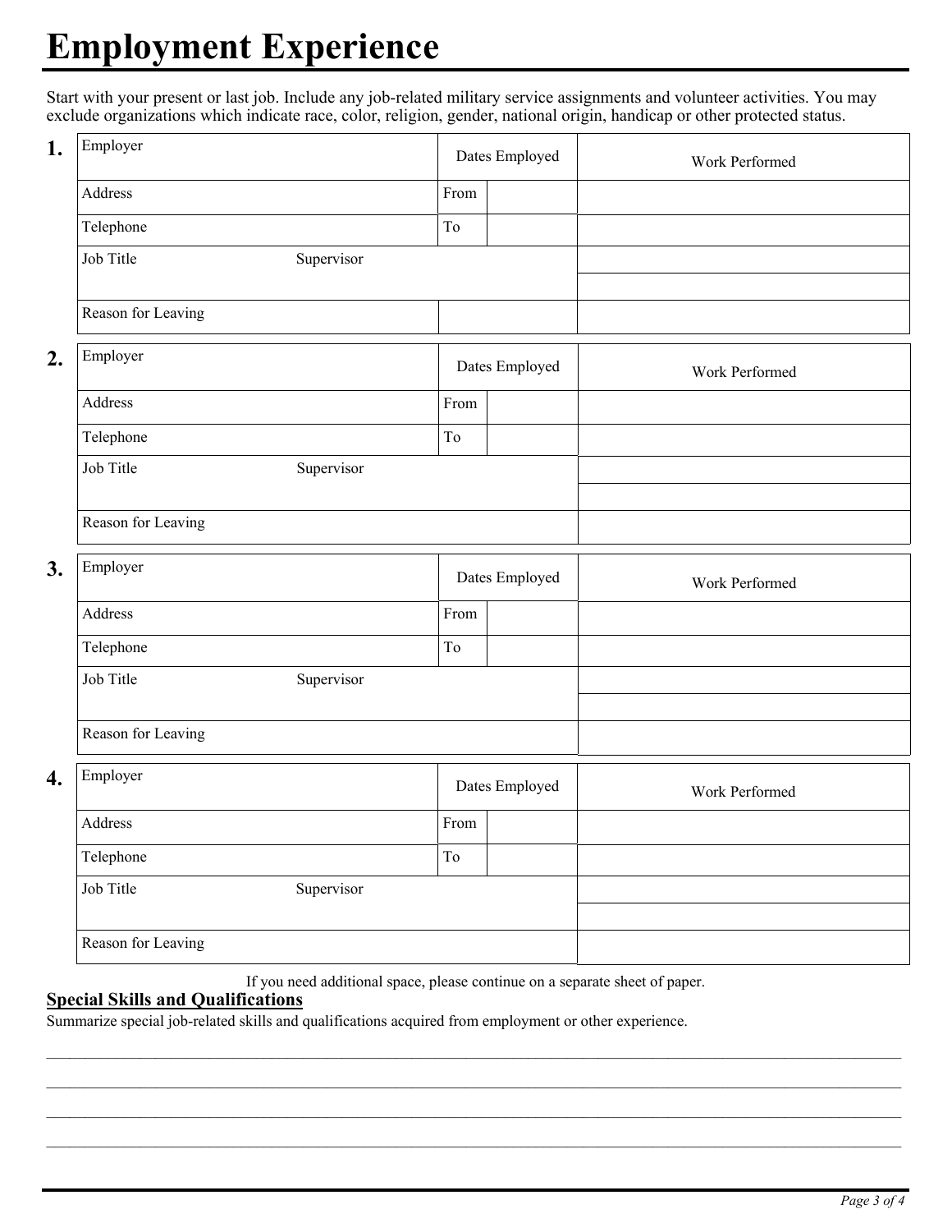# Employment Experience

Start with your present or last job. Include any job-related military service assignments and volunteer activities. You may exclude organizations which indicate race, color, religion, gender, national origin, handicap or other protected status.

**1.**

| Employer | Dates Employed | | Work Performed |
|---|---|---|---|
| Address | From | | |
| Telephone | To | | |
| Job Title Supervisor | | | |
| | | | |
| Reason for Leaving | | | |

**2.**

| Employer | Dates Employed | | Work Performed |
|---|---|---|---|
| Address | From | | |
| Telephone | To | | |
| Job Title Supervisor | | | |
| | | | |
| Reason for Leaving | | | |

**3.**

| Employer | Dates Employed | | Work Performed |
|---|---|---|---|
| Address | From | | |
| Telephone | To | | |
| Job Title Supervisor | | | |
| | | | |
| Reason for Leaving | | | |

**4.**

| Employer | Dates Employed | | Work Performed |
|---|---|---|---|
| Address | From | | |
| Telephone | To | | |
| Job Title Supervisor | | | |
| | | | |
| Reason for Leaving | | | |

If you need additional space, please continue on a separate sheet of paper.

## Special Skills and Qualifications

Summarize special job-related skills and qualifications acquired from employment or other experience.

\_\_\_\_\_\_\_\_\_\_\_\_\_\_\_\_\_\_\_\_\_\_\_\_\_\_\_\_\_\_\_\_\_\_\_\_\_\_\_\_\_\_\_\_\_\_\_\_\_\_\_\_\_\_\_\_\_\_\_\_\_\_\_\_\_\_\_\_\_\_\_\_\_\_\_\_

\_\_\_\_\_\_\_\_\_\_\_\_\_\_\_\_\_\_\_\_\_\_\_\_\_\_\_\_\_\_\_\_\_\_\_\_\_\_\_\_\_\_\_\_\_\_\_\_\_\_\_\_\_\_\_\_\_\_\_\_\_\_\_\_\_\_\_\_\_\_\_\_\_\_\_\_

\_\_\_\_\_\_\_\_\_\_\_\_\_\_\_\_\_\_\_\_\_\_\_\_\_\_\_\_\_\_\_\_\_\_\_\_\_\_\_\_\_\_\_\_\_\_\_\_\_\_\_\_\_\_\_\_\_\_\_\_\_\_\_\_\_\_\_\_\_\_\_\_\_\_\_\_

\_\_\_\_\_\_\_\_\_\_\_\_\_\_\_\_\_\_\_\_\_\_\_\_\_\_\_\_\_\_\_\_\_\_\_\_\_\_\_\_\_\_\_\_\_\_\_\_\_\_\_\_\_\_\_\_\_\_\_\_\_\_\_\_\_\_\_\_\_\_\_\_\_\_\_\_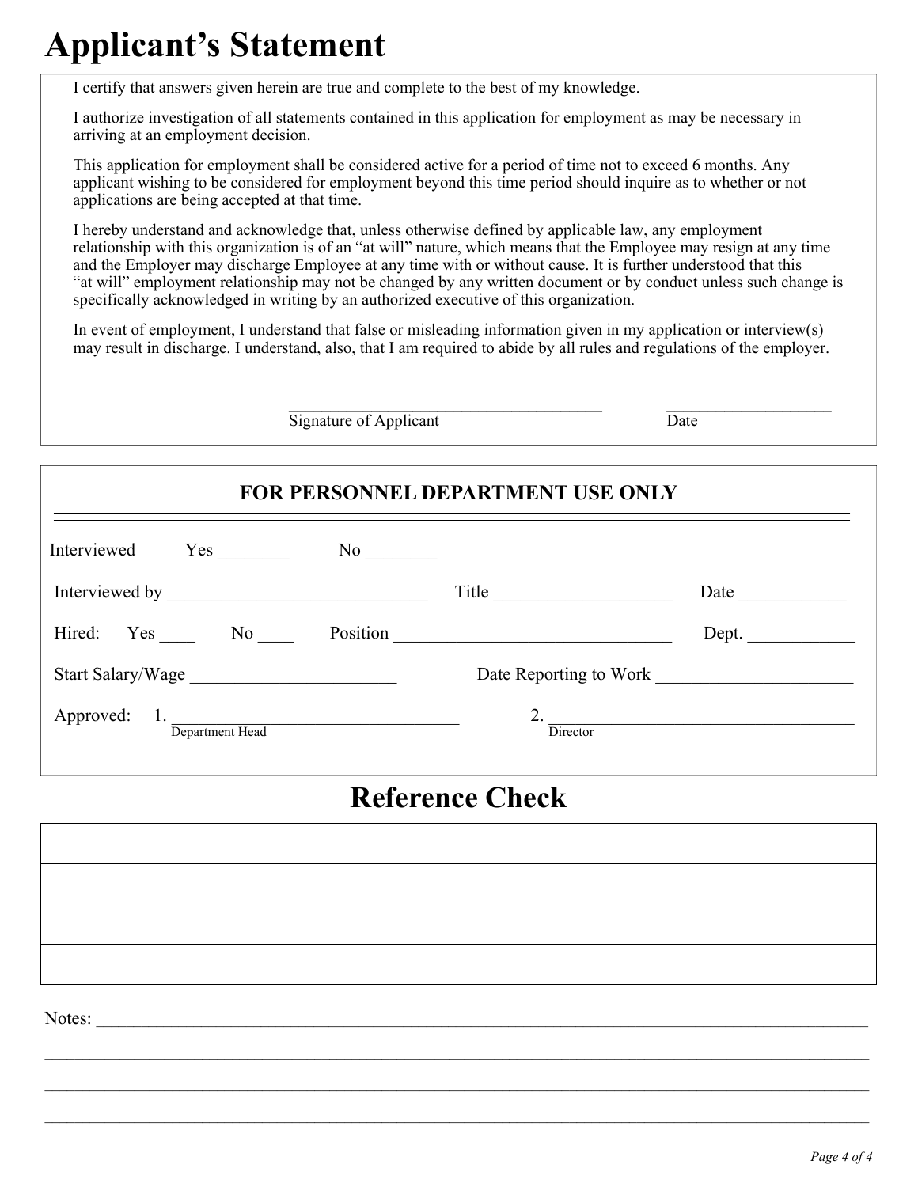# Applicant's Statement

I certify that answers given herein are true and complete to the best of my knowledge.

I authorize investigation of all statements contained in this application for employment as may be necessary in arriving at an employment decision.

This application for employment shall be considered active for a period of time not to exceed 6 months. Any applicant wishing to be considered for employment beyond this time period should inquire as to whether or not applications are being accepted at that time.

I hereby understand and acknowledge that, unless otherwise defined by applicable law, any employment relationship with this organization is of an "at will" nature, which means that the Employee may resign at any time and the Employer may discharge Employee at any time with or without cause. It is further understood that this "at will" employment relationship may not be changed by any written document or by conduct unless such change is specifically acknowledged in writing by an authorized executive of this organization.

In event of employment, I understand that false or misleading information given in my application or interview(s) may result in discharge. I understand, also, that I am required to abide by all rules and regulations of the employer.

Signature of Applicant ______________________________ Date ________________

## FOR PERSONNEL DEPARTMENT USE ONLY

Interviewed Yes ________ No ________

Interviewed by ______________________________ Title ____________________ Date ____________

Hired: Yes ____ No ____ Position ________________________________ Dept. ____________

Start Salary/Wage _______________________ Date Reporting to Work ______________________

Approved: 1. ________________________________ (Department Head) 2. ________________________________ (Director)

# Reference Check

| | |
|---|---|
| | |
| | |
| | |
| | |

Notes: ____________________________________________________________________________

____________________________________________________________________________

____________________________________________________________________________

____________________________________________________________________________